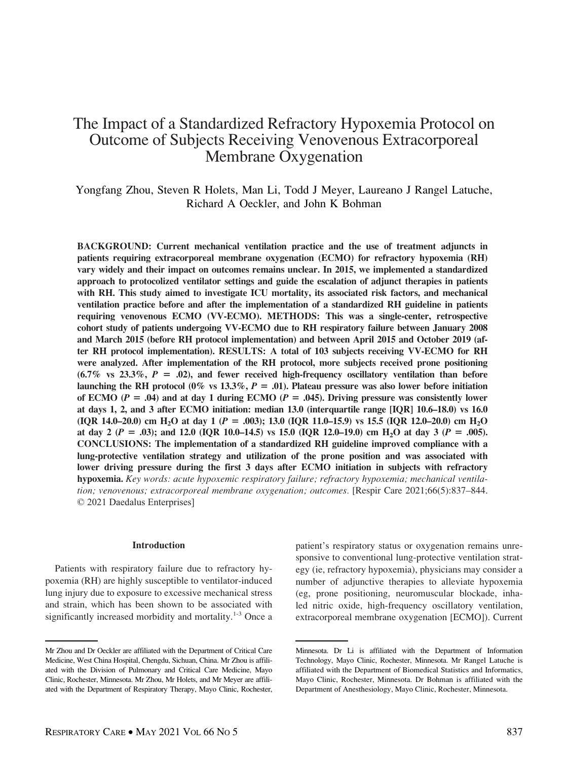# The Impact of a Standardized Refractory Hypoxemia Protocol on Outcome of Subjects Receiving Venovenous Extracorporeal Membrane Oxygenation

Yongfang Zhou, Steven R Holets, Man Li, Todd J Meyer, Laureano J Rangel Latuche, Richard A Oeckler, and John K Bohman

**BACKGROUND: Current mechanical ventilation practice and the use of treatment adjuncts in patients requiring extracorporeal membrane oxygenation (ECMO) for refractory hypoxemia (RH) vary widely and their impact on outcomes remains unclear. In 2015, we implemented a standardized approach to protocolized ventilator settings and guide the escalation of adjunct therapies in patients with RH. This study aimed to investigate ICU mortality, its associated risk factors, and mechanical ventilation practice before and after the implementation of a standardized RH guideline in patients requiring venovenous ECMO (VV-ECMO). METHODS: This was a single-center, retrospective cohort study of patients undergoing VV-ECMO due to RH respiratory failure between January 2008 and March 2015 (before RH protocol implementation) and between April 2015 and October 2019 (after RH protocol implementation). RESULTS: A total of 103 subjects receiving VV-ECMO for RH were analyzed. After implementation of the RH protocol, more subjects received prone positioning (6.7% vs 23.3%, $P = .02$), and fewer received high-frequency oscillatory ventilation than before launching the RH protocol (0% vs 13.3%, $P = .01$). Plateau pressure was also lower before initiation of ECMO ($P = .04$) and at day 1 during ECMO ($P = .045$). Driving pressure was consistently lower at days 1, 2, and 3 after ECMO initiation: median 13.0 (interquartile range [IQR] 10.6–18.0) vs 16.0 (IQR 14.0–20.0) cm $H_2O$ at day 1 ($P = .003$); 13.0 (IQR 11.0–15.9) vs 15.5 (IQR 12.0–20.0) cm $H_2O$ at day 2 ($P = .03$); and 12.0 (IQR 10.0–14.5) vs 15.0 (IQR 12.0–19.0) cm $H_2O$ at day 3 ($P = .005$). CONCLUSIONS: The implementation of a standardized RH guideline improved compliance with a lung-protective ventilation strategy and utilization of the prone position and was associated with lower driving pressure during the first 3 days after ECMO initiation in subjects with refractory hypoxemia.** *Key words: acute hypoxemic respiratory failure; refractory hypoxemia; mechanical ventilation; venovenous; extracorporeal membrane oxygenation; outcomes.* [Respir Care 2021;66(5):837–844. © 2021 Daedalus Enterprises]

## Introduction

Patients with respiratory failure due to refractory hypoxemia (RH) are highly susceptible to ventilator-induced lung injury due to exposure to excessive mechanical stress and strain, which has been shown to be associated with significantly increased morbidity and mortality.[1-3] Once a patient's respiratory status or oxygenation remains unresponsive to conventional lung-protective ventilation strategy (ie, refractory hypoxemia), physicians may consider a number of adjunctive therapies to alleviate hypoxemia (eg, prone positioning, neuromuscular blockade, inhaled nitric oxide, high-frequency oscillatory ventilation, extracorporeal membrane oxygenation [ECMO]). Current

---

Mr Zhou and Dr Oeckler are affiliated with the Department of Critical Care Medicine, West China Hospital, Chengdu, Sichuan, China. Mr Zhou is affiliated with the Division of Pulmonary and Critical Care Medicine, Mayo Clinic, Rochester, Minnesota. Mr Zhou, Mr Holets, and Mr Meyer are affiliated with the Department of Respiratory Therapy, Mayo Clinic, Rochester, Minnesota. Dr Li is affiliated with the Department of Information Technology, Mayo Clinic, Rochester, Minnesota. Mr Rangel Latuche is affiliated with the Department of Biomedical Statistics and Informatics, Mayo Clinic, Rochester, Minnesota. Dr Bohman is affiliated with the Department of Anesthesiology, Mayo Clinic, Rochester, Minnesota.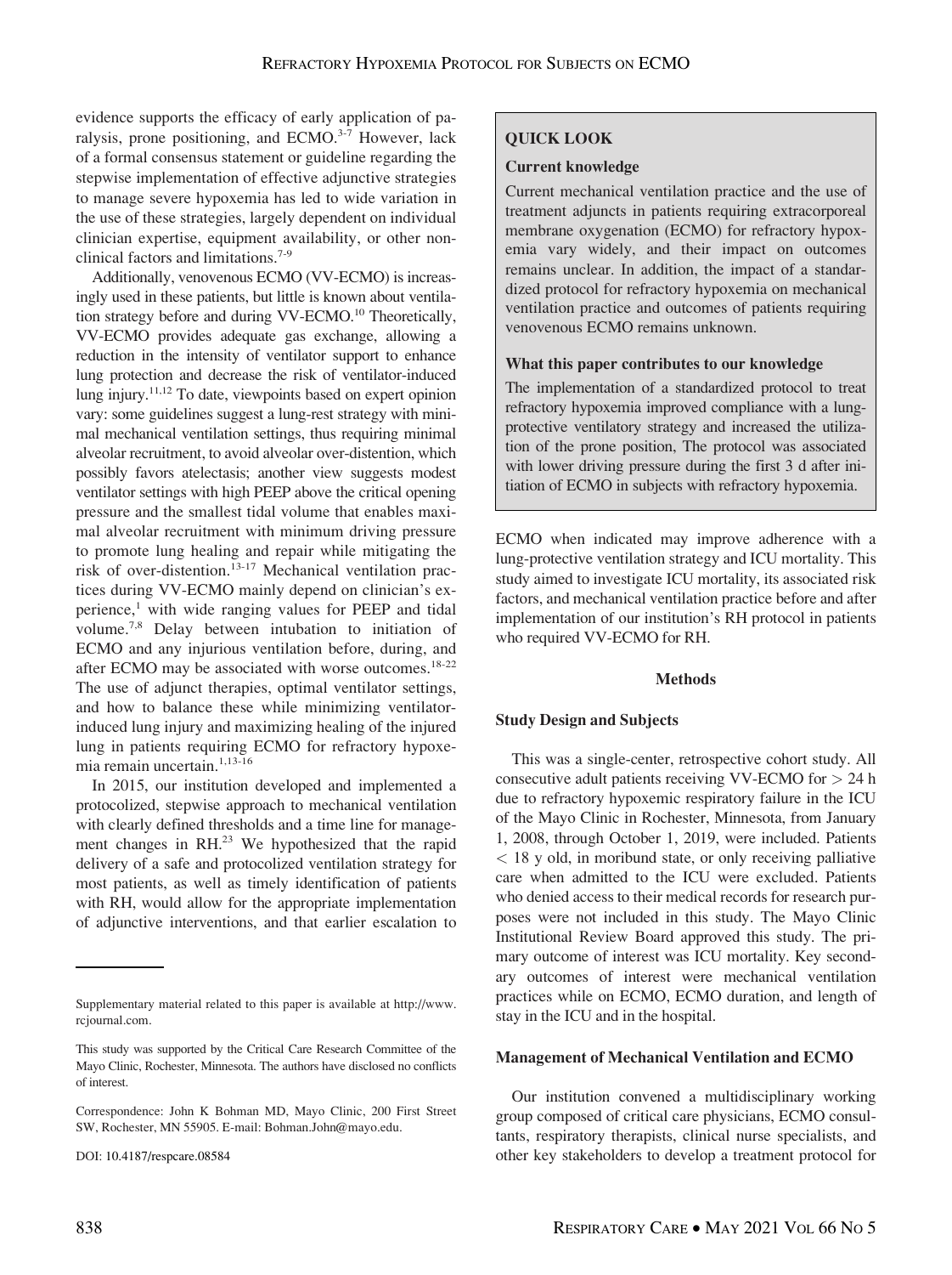evidence supports the efficacy of early application of paralysis, prone positioning, and ECMO.[3-7] However, lack of a formal consensus statement or guideline regarding the stepwise implementation of effective adjunctive strategies to manage severe hypoxemia has led to wide variation in the use of these strategies, largely dependent on individual clinician expertise, equipment availability, or other nonclinical factors and limitations.[7-9]

Additionally, venovenous ECMO (VV-ECMO) is increasingly used in these patients, but little is known about ventilation strategy before and during VV-ECMO.[10] Theoretically, VV-ECMO provides adequate gas exchange, allowing a reduction in the intensity of ventilator support to enhance lung protection and decrease the risk of ventilator-induced lung injury.[11,12] To date, viewpoints based on expert opinion vary: some guidelines suggest a lung-rest strategy with minimal mechanical ventilation settings, thus requiring minimal alveolar recruitment, to avoid alveolar over-distention, which possibly favors atelectasis; another view suggests modest ventilator settings with high PEEP above the critical opening pressure and the smallest tidal volume that enables maximal alveolar recruitment with minimum driving pressure to promote lung healing and repair while mitigating the risk of over-distention.[13-17] Mechanical ventilation practices during VV-ECMO mainly depend on clinician's experience,[1] with wide ranging values for PEEP and tidal volume.[7,8] Delay between intubation to initiation of ECMO and any injurious ventilation before, during, and after ECMO may be associated with worse outcomes.[18-22] The use of adjunct therapies, optimal ventilator settings, and how to balance these while minimizing ventilator-induced lung injury and maximizing healing of the injured lung in patients requiring ECMO for refractory hypoxemia remain uncertain.[1,13-16]

In 2015, our institution developed and implemented a protocolized, stepwise approach to mechanical ventilation with clearly defined thresholds and a time line for management changes in RH.[23] We hypothesized that the rapid delivery of a safe and protocolized ventilation strategy for most patients, as well as timely identification of patients with RH, would allow for the appropriate implementation of adjunctive interventions, and that earlier escalation to ECMO when indicated may improve adherence with a lung-protective ventilation strategy and ICU mortality. This study aimed to investigate ICU mortality, its associated risk factors, and mechanical ventilation practice before and after implementation of our institution's RH protocol in patients who required VV-ECMO for RH.

> **QUICK LOOK**
>
> **Current knowledge**
>
> Current mechanical ventilation practice and the use of treatment adjuncts in patients requiring extracorporeal membrane oxygenation (ECMO) for refractory hypoxemia vary widely, and their impact on outcomes remains unclear. In addition, the impact of a standardized protocol for refractory hypoxemia on mechanical ventilation practice and outcomes of patients requiring venovenous ECMO remains unknown.
>
> **What this paper contributes to our knowledge**
>
> The implementation of a standardized protocol to treat refractory hypoxemia improved compliance with a lung-protective ventilatory strategy and increased the utilization of the prone position, The protocol was associated with lower driving pressure during the first 3 d after initiation of ECMO in subjects with refractory hypoxemia.

## Methods

### Study Design and Subjects

This was a single-center, retrospective cohort study. All consecutive adult patients receiving VV-ECMO for > 24 h due to refractory hypoxemic respiratory failure in the ICU of the Mayo Clinic in Rochester, Minnesota, from January 1, 2008, through October 1, 2019, were included. Patients < 18 y old, in moribund state, or only receiving palliative care when admitted to the ICU were excluded. Patients who denied access to their medical records for research purposes were not included in this study. The Mayo Clinic Institutional Review Board approved this study. The primary outcome of interest was ICU mortality. Key secondary outcomes of interest were mechanical ventilation practices while on ECMO, ECMO duration, and length of stay in the ICU and in the hospital.

### Management of Mechanical Ventilation and ECMO

Our institution convened a multidisciplinary working group composed of critical care physicians, ECMO consultants, respiratory therapists, clinical nurse specialists, and other key stakeholders to develop a treatment protocol for

---

Supplementary material related to this paper is available at http://www.rcjournal.com.

This study was supported by the Critical Care Research Committee of the Mayo Clinic, Rochester, Minnesota. The authors have disclosed no conflicts of interest.

Correspondence: John K Bohman MD, Mayo Clinic, 200 First Street SW, Rochester, MN 55905. E-mail: Bohman.John@mayo.edu.

DOI: 10.4187/respcare.08584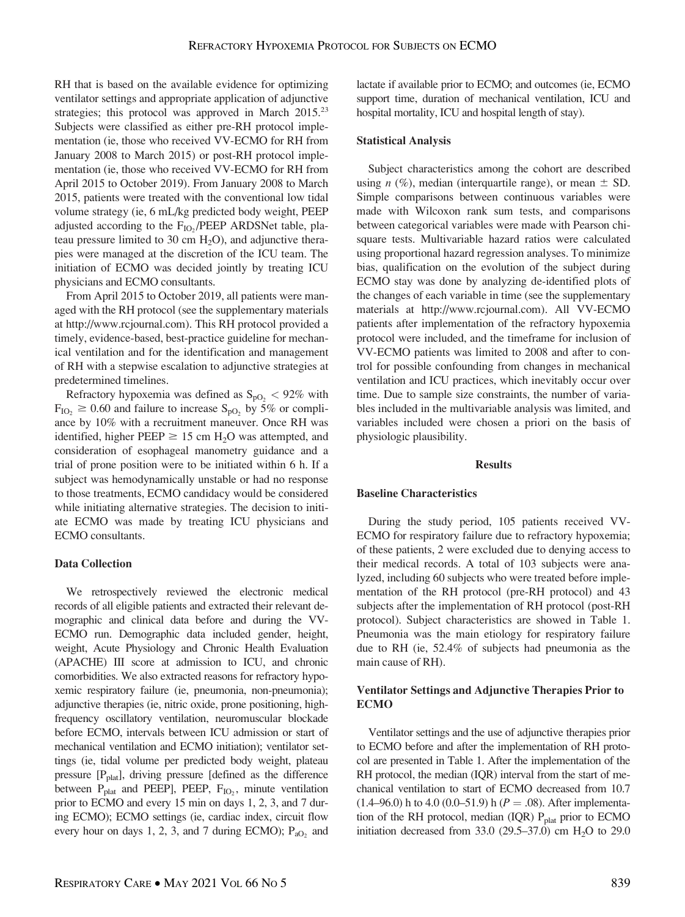RH that is based on the available evidence for optimizing ventilator settings and appropriate application of adjunctive strategies; this protocol was approved in March 2015.[23] Subjects were classified as either pre-RH protocol implementation (ie, those who received VV-ECMO for RH from January 2008 to March 2015) or post-RH protocol implementation (ie, those who received VV-ECMO for RH from April 2015 to October 2019). From January 2008 to March 2015, patients were treated with the conventional low tidal volume strategy (ie, 6 mL/kg predicted body weight, PEEP adjusted according to the $F_{IO_2}$/PEEP ARDSNet table, plateau pressure limited to 30 cm $H_2O$), and adjunctive therapies were managed at the discretion of the ICU team. The initiation of ECMO was decided jointly by treating ICU physicians and ECMO consultants.

From April 2015 to October 2019, all patients were managed with the RH protocol (see the supplementary materials at http://www.rcjournal.com). This RH protocol provided a timely, evidence-based, best-practice guideline for mechanical ventilation and for the identification and management of RH with a stepwise escalation to adjunctive strategies at predetermined timelines.

Refractory hypoxemia was defined as $S_{pO_2} < 92\%$ with $F_{IO_2} \geq 0.60$ and failure to increase $S_{pO_2}$ by 5% or compliance by 10% with a recruitment maneuver. Once RH was identified, higher PEEP $\geq$ 15 cm $H_2O$ was attempted, and consideration of esophageal manometry guidance and a trial of prone position were to be initiated within 6 h. If a subject was hemodynamically unstable or had no response to those treatments, ECMO candidacy would be considered while initiating alternative strategies. The decision to initiate ECMO was made by treating ICU physicians and ECMO consultants.

### Data Collection

We retrospectively reviewed the electronic medical records of all eligible patients and extracted their relevant demographic and clinical data before and during the VV-ECMO run. Demographic data included gender, height, weight, Acute Physiology and Chronic Health Evaluation (APACHE) III score at admission to ICU, and chronic comorbidities. We also extracted reasons for refractory hypoxemic respiratory failure (ie, pneumonia, non-pneumonia); adjunctive therapies (ie, nitric oxide, prone positioning, high-frequency oscillatory ventilation, neuromuscular blockade before ECMO, intervals between ICU admission or start of mechanical ventilation and ECMO initiation); ventilator settings (ie, tidal volume per predicted body weight, plateau pressure [$P_{plat}$], driving pressure [defined as the difference between $P_{plat}$ and PEEP], PEEP, $F_{IO_2}$, minute ventilation prior to ECMO and every 15 min on days 1, 2, 3, and 7 during ECMO); ECMO settings (ie, cardiac index, circuit flow every hour on days 1, 2, 3, and 7 during ECMO); $P_{aO_2}$ and lactate if available prior to ECMO; and outcomes (ie, ECMO support time, duration of mechanical ventilation, ICU and hospital mortality, ICU and hospital length of stay).

### Statistical Analysis

Subject characteristics among the cohort are described using *n* (%), median (interquartile range), or mean $\pm$ SD. Simple comparisons between continuous variables were made with Wilcoxon rank sum tests, and comparisons between categorical variables were made with Pearson chi-square tests. Multivariable hazard ratios were calculated using proportional hazard regression analyses. To minimize bias, qualification on the evolution of the subject during ECMO stay was done by analyzing de-identified plots of the changes of each variable in time (see the supplementary materials at http://www.rcjournal.com). All VV-ECMO patients after implementation of the refractory hypoxemia protocol were included, and the timeframe for inclusion of VV-ECMO patients was limited to 2008 and after to control for possible confounding from changes in mechanical ventilation and ICU practices, which inevitably occur over time. Due to sample size constraints, the number of variables included in the multivariable analysis was limited, and variables included were chosen a priori on the basis of physiologic plausibility.

## Results

### Baseline Characteristics

During the study period, 105 patients received VV-ECMO for respiratory failure due to refractory hypoxemia; of these patients, 2 were excluded due to denying access to their medical records. A total of 103 subjects were analyzed, including 60 subjects who were treated before implementation of the RH protocol (pre-RH protocol) and 43 subjects after the implementation of RH protocol (post-RH protocol). Subject characteristics are showed in Table 1. Pneumonia was the main etiology for respiratory failure due to RH (ie, 52.4% of subjects had pneumonia as the main cause of RH).

### Ventilator Settings and Adjunctive Therapies Prior to ECMO

Ventilator settings and the use of adjunctive therapies prior to ECMO before and after the implementation of RH protocol are presented in Table 1. After the implementation of the RH protocol, the median (IQR) interval from the start of mechanical ventilation to start of ECMO decreased from 10.7 (1.4–96.0) h to 4.0 (0.0–51.9) h ($P = .08$). After implementation of the RH protocol, median (IQR) $P_{plat}$ prior to ECMO initiation decreased from 33.0 (29.5–37.0) cm $H_2O$ to 29.0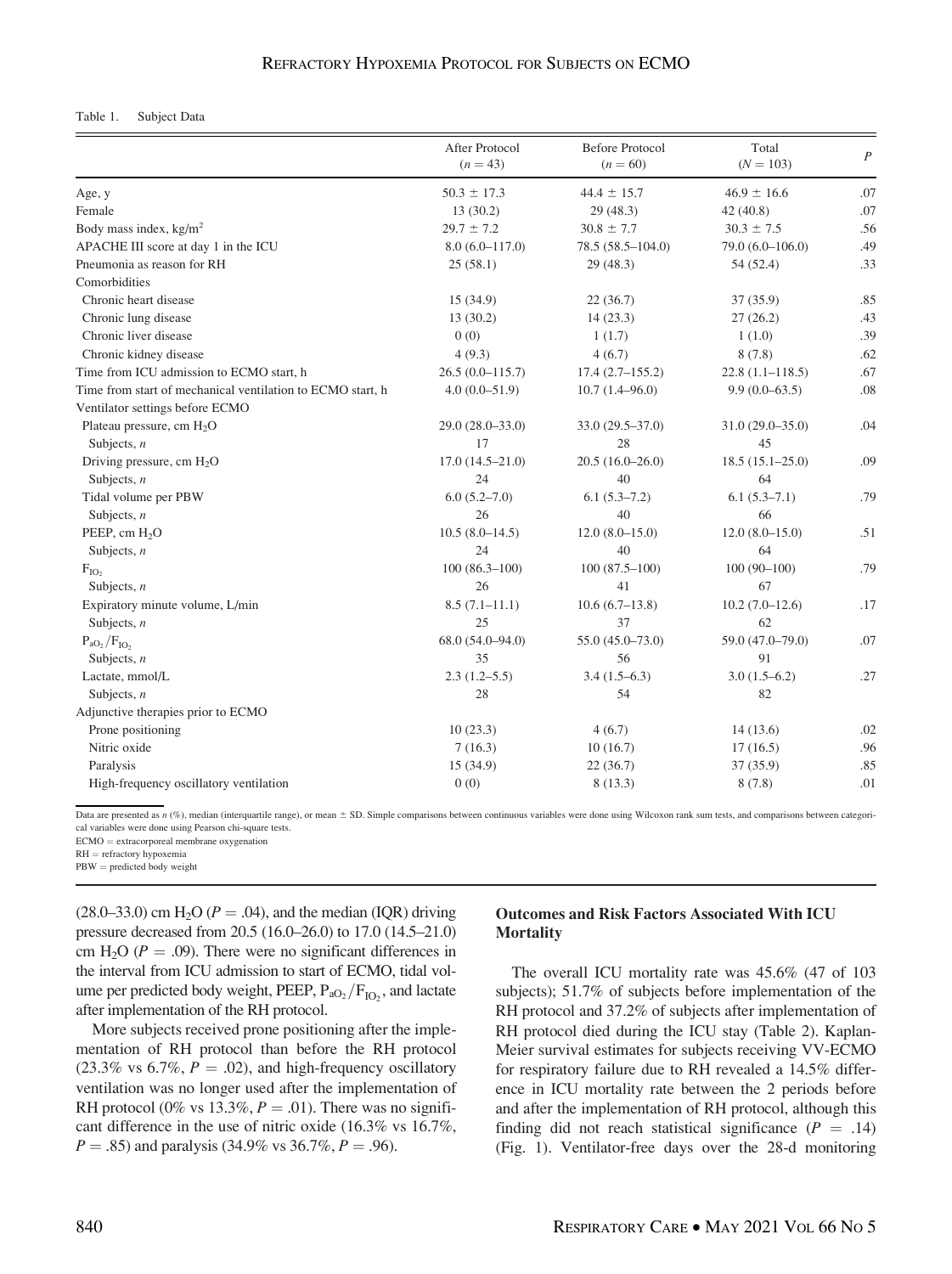Table 1. Subject Data

| | After Protocol ($n = 43$) | Before Protocol ($n = 60$) | Total ($N = 103$) | $P$ |
|---|---|---|---|---|
| Age, y | 50.3 ± 17.3 | 44.4 ± 15.7 | 46.9 ± 16.6 | .07 |
| Female | 13 (30.2) | 29 (48.3) | 42 (40.8) | .07 |
| Body mass index, kg/m$^2$ | 29.7 ± 7.2 | 30.8 ± 7.7 | 30.3 ± 7.5 | .56 |
| APACHE III score at day 1 in the ICU | 8.0 (6.0–117.0) | 78.5 (58.5–104.0) | 79.0 (6.0–106.0) | .49 |
| Pneumonia as reason for RH | 25 (58.1) | 29 (48.3) | 54 (52.4) | .33 |
| Comorbidities | | | | |
| Chronic heart disease | 15 (34.9) | 22 (36.7) | 37 (35.9) | .85 |
| Chronic lung disease | 13 (30.2) | 14 (23.3) | 27 (26.2) | .43 |
| Chronic liver disease | 0 (0) | 1 (1.7) | 1 (1.0) | .39 |
| Chronic kidney disease | 4 (9.3) | 4 (6.7) | 8 (7.8) | .62 |
| Time from ICU admission to ECMO start, h | 26.5 (0.0–115.7) | 17.4 (2.7–155.2) | 22.8 (1.1–118.5) | .67 |
| Time from start of mechanical ventilation to ECMO start, h | 4.0 (0.0–51.9) | 10.7 (1.4–96.0) | 9.9 (0.0–63.5) | .08 |
| Ventilator settings before ECMO | | | | |
| Plateau pressure, cm $H_2O$ | 29.0 (28.0–33.0) | 33.0 (29.5–37.0) | 31.0 (29.0–35.0) | .04 |
| Subjects, $n$ | 17 | 28 | 45 | |
| Driving pressure, cm $H_2O$ | 17.0 (14.5–21.0) | 20.5 (16.0–26.0) | 18.5 (15.1–25.0) | .09 |
| Subjects, $n$ | 24 | 40 | 64 | |
| Tidal volume per PBW | 6.0 (5.2–7.0) | 6.1 (5.3–7.2) | 6.1 (5.3–7.1) | .79 |
| Subjects, $n$ | 26 | 40 | 66 | |
| PEEP, cm $H_2O$ | 10.5 (8.0–14.5) | 12.0 (8.0–15.0) | 12.0 (8.0–15.0) | .51 |
| Subjects, $n$ | 24 | 40 | 64 | |
| $F_{IO_2}$ | 100 (86.3–100) | 100 (87.5–100) | 100 (90–100) | .79 |
| Subjects, $n$ | 26 | 41 | 67 | |
| Expiratory minute volume, L/min | 8.5 (7.1–11.1) | 10.6 (6.7–13.8) | 10.2 (7.0–12.6) | .17 |
| Subjects, $n$ | 25 | 37 | 62 | |
| $P_{aO_2}/F_{IO_2}$ | 68.0 (54.0–94.0) | 55.0 (45.0–73.0) | 59.0 (47.0–79.0) | .07 |
| Subjects, $n$ | 35 | 56 | 91 | |
| Lactate, mmol/L | 2.3 (1.2–5.5) | 3.4 (1.5–6.3) | 3.0 (1.5–6.2) | .27 |
| Subjects, $n$ | 28 | 54 | 82 | |
| Adjunctive therapies prior to ECMO | | | | |
| Prone positioning | 10 (23.3) | 4 (6.7) | 14 (13.6) | .02 |
| Nitric oxide | 7 (16.3) | 10 (16.7) | 17 (16.5) | .96 |
| Paralysis | 15 (34.9) | 22 (36.7) | 37 (35.9) | .85 |
| High-frequency oscillatory ventilation | 0 (0) | 8 (13.3) | 8 (7.8) | .01 |

Data are presented as $n$ (%), median (interquartile range), or mean ± SD. Simple comparisons between continuous variables were done using Wilcoxon rank sum tests, and comparisons between categorical variables were done using Pearson chi-square tests.
ECMO = extracorporeal membrane oxygenation
RH = refractory hypoxemia
PBW = predicted body weight

(28.0–33.0) cm $H_2O$ ($P = .04$), and the median (IQR) driving pressure decreased from 20.5 (16.0–26.0) to 17.0 (14.5–21.0) cm $H_2O$ ($P = .09$). There were no significant differences in the interval from ICU admission to start of ECMO, tidal volume per predicted body weight, PEEP, $P_{aO_2}/F_{IO_2}$, and lactate after implementation of the RH protocol.

More subjects received prone positioning after the implementation of RH protocol than before the RH protocol (23.3% vs 6.7%, $P = .02$), and high-frequency oscillatory ventilation was no longer used after the implementation of RH protocol (0% vs 13.3%, $P = .01$). There was no significant difference in the use of nitric oxide (16.3% vs 16.7%, $P = .85$) and paralysis (34.9% vs 36.7%, $P = .96$).

### Outcomes and Risk Factors Associated With ICU Mortality

The overall ICU mortality rate was 45.6% (47 of 103 subjects); 51.7% of subjects before implementation of the RH protocol and 37.2% of subjects after implementation of RH protocol died during the ICU stay (Table 2). Kaplan-Meier survival estimates for subjects receiving VV-ECMO for respiratory failure due to RH revealed a 14.5% difference in ICU mortality rate between the 2 periods before and after the implementation of RH protocol, although this finding did not reach statistical significance ($P = .14$) (Fig. 1). Ventilator-free days over the 28-d monitoring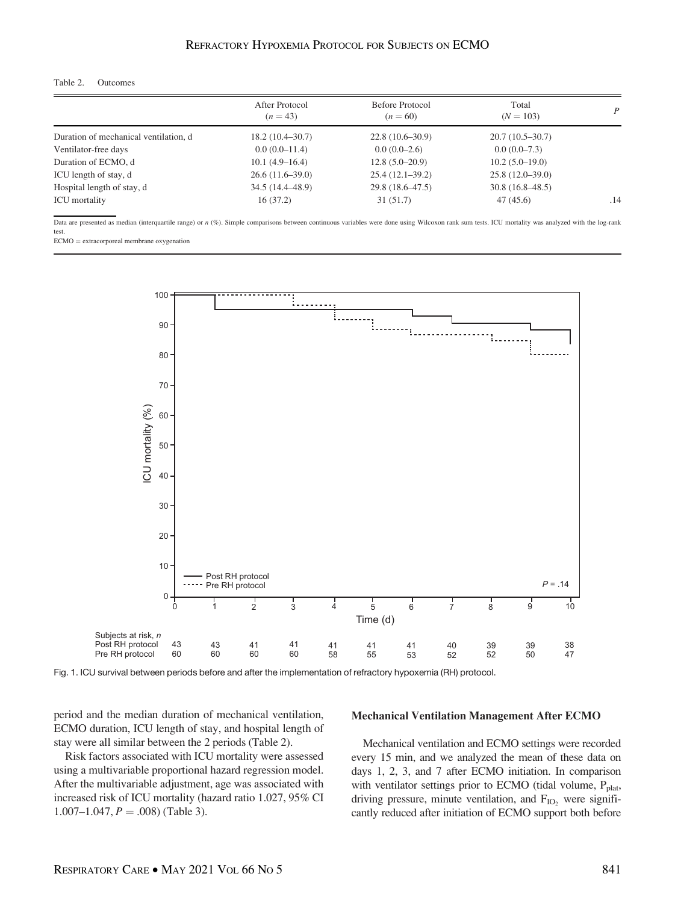Table 2. Outcomes

| | After Protocol ($n = 43$) | Before Protocol ($n = 60$) | Total ($N = 103$) | $P$ |
|---|---|---|---|---|
| Duration of mechanical ventilation, d | 18.2 (10.4–30.7) | 22.8 (10.6–30.9) | 20.7 (10.5–30.7) | |
| Ventilator-free days | 0.0 (0.0–11.4) | 0.0 (0.0–2.6) | 0.0 (0.0–7.3) | |
| Duration of ECMO, d | 10.1 (4.9–16.4) | 12.8 (5.0–20.9) | 10.2 (5.0–19.0) | |
| ICU length of stay, d | 26.6 (11.6–39.0) | 25.4 (12.1–39.2) | 25.8 (12.0–39.0) | |
| Hospital length of stay, d | 34.5 (14.4–48.9) | 29.8 (18.6–47.5) | 30.8 (16.8–48.5) | |
| ICU mortality | 16 (37.2) | 31 (51.7) | 47 (45.6) | .14 |

Data are presented as median (interquartile range) or *n* (%). Simple comparisons between continuous variables were done using Wilcoxon rank sum tests. ICU mortality was analyzed with the log-rank test.

ECMO = extracorporeal membrane oxygenation

| Subjects at risk, *n* | 0 | 1 | 2 | 3 | 4 | 5 | 6 | 7 | 8 | 9 | 10 |
|---|---|---|---|---|---|---|---|---|---|---|---|
| Post RH protocol | 43 | 43 | 41 | 41 | 41 | 41 | 41 | 40 | 39 | 39 | 38 |
| Pre RH protocol | 60 | 60 | 60 | 60 | 58 | 55 | 53 | 52 | 52 | 50 | 47 |

Fig. 1. ICU survival between periods before and after the implementation of refractory hypoxemia (RH) protocol.

period and the median duration of mechanical ventilation, ECMO duration, ICU length of stay, and hospital length of stay were all similar between the 2 periods (Table 2).

Risk factors associated with ICU mortality were assessed using a multivariable proportional hazard regression model. After the multivariable adjustment, age was associated with increased risk of ICU mortality (hazard ratio 1.027, 95% CI 1.007–1.047, $P = .008$) (Table 3).

### Mechanical Ventilation Management After ECMO

Mechanical ventilation and ECMO settings were recorded every 15 min, and we analyzed the mean of these data on days 1, 2, 3, and 7 after ECMO initiation. In comparison with ventilator settings prior to ECMO (tidal volume, $P_{plat}$, driving pressure, minute ventilation, and $F_{IO_2}$ were significantly reduced after initiation of ECMO support both before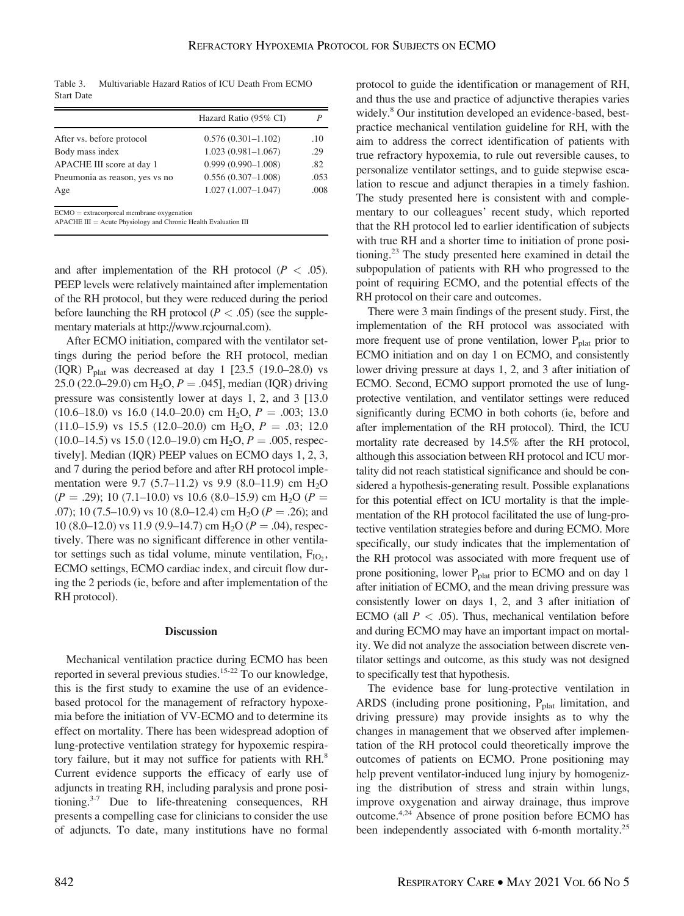Table 3. Multivariable Hazard Ratios of ICU Death From ECMO Start Date

| | Hazard Ratio (95% CI) | $P$ |
|---|---|---|
| After vs. before protocol | 0.576 (0.301–1.102) | .10 |
| Body mass index | 1.023 (0.981–1.067) | .29 |
| APACHE III score at day 1 | 0.999 (0.990–1.008) | .82 |
| Pneumonia as reason, yes vs no | 0.556 (0.307–1.008) | .053 |
| Age | 1.027 (1.007–1.047) | .008 |

ECMO = extracorporeal membrane oxygenation
APACHE III = Acute Physiology and Chronic Health Evaluation III

and after implementation of the RH protocol ($P < .05$). PEEP levels were relatively maintained after implementation of the RH protocol, but they were reduced during the period before launching the RH protocol ($P < .05$) (see the supplementary materials at http://www.rcjournal.com).

After ECMO initiation, compared with the ventilator settings during the period before the RH protocol, median (IQR) $P_{plat}$ was decreased at day 1 [23.5 (19.0–28.0) vs 25.0 (22.0–29.0) cm $H_2O$, $P = .045$], median (IQR) driving pressure was consistently lower at days 1, 2, and 3 [13.0 (10.6–18.0) vs 16.0 (14.0–20.0) cm $H_2O$, $P = .003$; 13.0 (11.0–15.9) vs 15.5 (12.0–20.0) cm $H_2O$, $P = .03$; 12.0 (10.0–14.5) vs 15.0 (12.0–19.0) cm $H_2O$, $P = .005$, respectively]. Median (IQR) PEEP values on ECMO days 1, 2, 3, and 7 during the period before and after RH protocol implementation were 9.7 (5.7–11.2) vs 9.9 (8.0–11.9) cm $H_2O$ ($P = .29$); 10 (7.1–10.0) vs 10.6 (8.0–15.9) cm $H_2O$ ($P = .07$); 10 (7.5–10.9) vs 10 (8.0–12.4) cm $H_2O$ ($P = .26$); and 10 (8.0–12.0) vs 11.9 (9.9–14.7) cm $H_2O$ ($P = .04$), respectively. There was no significant difference in other ventilator settings such as tidal volume, minute ventilation, $F_{IO_2}$, ECMO settings, ECMO cardiac index, and circuit flow during the 2 periods (ie, before and after implementation of the RH protocol).

## Discussion

Mechanical ventilation practice during ECMO has been reported in several previous studies.[15-22] To our knowledge, this is the first study to examine the use of an evidence-based protocol for the management of refractory hypoxemia before the initiation of VV-ECMO and to determine its effect on mortality. There has been widespread adoption of lung-protective ventilation strategy for hypoxemic respiratory failure, but it may not suffice for patients with RH.[8] Current evidence supports the efficacy of early use of adjuncts in treating RH, including paralysis and prone positioning.[3-7] Due to life-threatening consequences, RH presents a compelling case for clinicians to consider the use of adjuncts. To date, many institutions have no formal protocol to guide the identification or management of RH, and thus the use and practice of adjunctive therapies varies widely.[8] Our institution developed an evidence-based, best-practice mechanical ventilation guideline for RH, with the aim to address the correct identification of patients with true refractory hypoxemia, to rule out reversible causes, to personalize ventilator settings, and to guide stepwise escalation to rescue and adjunct therapies in a timely fashion. The study presented here is consistent with and complementary to our colleagues' recent study, which reported that the RH protocol led to earlier identification of subjects with true RH and a shorter time to initiation of prone positioning.[23] The study presented here examined in detail the subpopulation of patients with RH who progressed to the point of requiring ECMO, and the potential effects of the RH protocol on their care and outcomes.

There were 3 main findings of the present study. First, the implementation of the RH protocol was associated with more frequent use of prone ventilation, lower $P_{plat}$ prior to ECMO initiation and on day 1 on ECMO, and consistently lower driving pressure at days 1, 2, and 3 after initiation of ECMO. Second, ECMO support promoted the use of lung-protective ventilation, and ventilator settings were reduced significantly during ECMO in both cohorts (ie, before and after implementation of the RH protocol). Third, the ICU mortality rate decreased by 14.5% after the RH protocol, although this association between RH protocol and ICU mortality did not reach statistical significance and should be considered a hypothesis-generating result. Possible explanations for this potential effect on ICU mortality is that the implementation of the RH protocol facilitated the use of lung-protective ventilation strategies before and during ECMO. More specifically, our study indicates that the implementation of the RH protocol was associated with more frequent use of prone positioning, lower $P_{plat}$ prior to ECMO and on day 1 after initiation of ECMO, and the mean driving pressure was consistently lower on days 1, 2, and 3 after initiation of ECMO (all $P < .05$). Thus, mechanical ventilation before and during ECMO may have an important impact on mortality. We did not analyze the association between discrete ventilator settings and outcome, as this study was not designed to specifically test that hypothesis.

The evidence base for lung-protective ventilation in ARDS (including prone positioning, $P_{plat}$ limitation, and driving pressure) may provide insights as to why the changes in management that we observed after implementation of the RH protocol could theoretically improve the outcomes of patients on ECMO. Prone positioning may help prevent ventilator-induced lung injury by homogenizing the distribution of stress and strain within lungs, improve oxygenation and airway drainage, thus improve outcome.[4,24] Absence of prone position before ECMO has been independently associated with 6-month mortality.[25]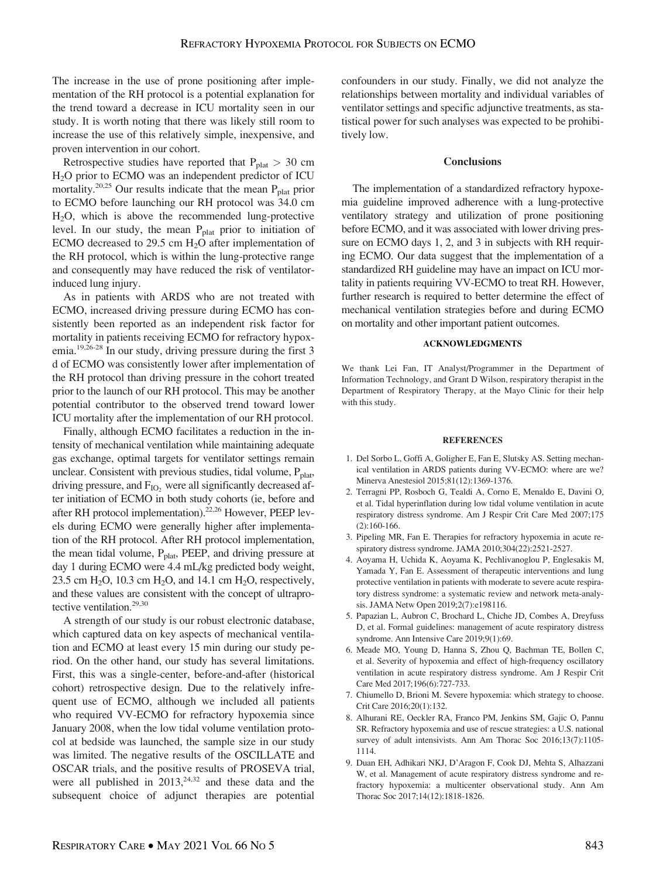The increase in the use of prone positioning after implementation of the RH protocol is a potential explanation for the trend toward a decrease in ICU mortality seen in our study. It is worth noting that there was likely still room to increase the use of this relatively simple, inexpensive, and proven intervention in our cohort.

Retrospective studies have reported that $P_{plat} > 30$ cm $H_2O$ prior to ECMO was an independent predictor of ICU mortality.[20,25] Our results indicate that the mean $P_{plat}$ prior to ECMO before launching our RH protocol was 34.0 cm $H_2O$, which is above the recommended lung-protective level. In our study, the mean $P_{plat}$ prior to initiation of ECMO decreased to 29.5 cm $H_2O$ after implementation of the RH protocol, which is within the lung-protective range and consequently may have reduced the risk of ventilator-induced lung injury.

As in patients with ARDS who are not treated with ECMO, increased driving pressure during ECMO has consistently been reported as an independent risk factor for mortality in patients receiving ECMO for refractory hypoxemia.[19,26-28] In our study, driving pressure during the first 3 d of ECMO was consistently lower after implementation of the RH protocol than driving pressure in the cohort treated prior to the launch of our RH protocol. This may be another potential contributor to the observed trend toward lower ICU mortality after the implementation of our RH protocol.

Finally, although ECMO facilitates a reduction in the intensity of mechanical ventilation while maintaining adequate gas exchange, optimal targets for ventilator settings remain unclear. Consistent with previous studies, tidal volume, $P_{plat}$, driving pressure, and $F_{IO_2}$ were all significantly decreased after initiation of ECMO in both study cohorts (ie, before and after RH protocol implementation).[22,26] However, PEEP levels during ECMO were generally higher after implementation of the RH protocol. After RH protocol implementation, the mean tidal volume, $P_{plat}$, PEEP, and driving pressure at day 1 during ECMO were 4.4 mL/kg predicted body weight, 23.5 cm $H_2O$, 10.3 cm $H_2O$, and 14.1 cm $H_2O$, respectively, and these values are consistent with the concept of ultraprotective ventilation.[29,30]

A strength of our study is our robust electronic database, which captured data on key aspects of mechanical ventilation and ECMO at least every 15 min during our study period. On the other hand, our study has several limitations. First, this was a single-center, before-and-after (historical cohort) retrospective design. Due to the relatively infrequent use of ECMO, although we included all patients who required VV-ECMO for refractory hypoxemia since January 2008, when the low tidal volume ventilation protocol at bedside was launched, the sample size in our study was limited. The negative results of the OSCILLATE and OSCAR trials, and the positive results of PROSEVA trial, were all published in 2013,[24,32] and these data and the subsequent choice of adjunct therapies are potential confounders in our study. Finally, we did not analyze the relationships between mortality and individual variables of ventilator settings and specific adjunctive treatments, as statistical power for such analyses was expected to be prohibitively low.

## Conclusions

The implementation of a standardized refractory hypoxemia guideline improved adherence with a lung-protective ventilatory strategy and utilization of prone positioning before ECMO, and it was associated with lower driving pressure on ECMO days 1, 2, and 3 in subjects with RH requiring ECMO. Our data suggest that the implementation of a standardized RH guideline may have an impact on ICU mortality in patients requiring VV-ECMO to treat RH. However, further research is required to better determine the effect of mechanical ventilation strategies before and during ECMO on mortality and other important patient outcomes.

### ACKNOWLEDGMENTS

We thank Lei Fan, IT Analyst/Programmer in the Department of Information Technology, and Grant D Wilson, respiratory therapist in the Department of Respiratory Therapy, at the Mayo Clinic for their help with this study.

### REFERENCES

1. Del Sorbo L, Goffi A, Goligher E, Fan E, Slutsky AS. Setting mechanical ventilation in ARDS patients during VV-ECMO: where are we? Minerva Anestesiol 2015;81(12):1369-1376.
2. Terragni PP, Rosboch G, Tealdi A, Corno E, Menaldo E, Davini O, et al. Tidal hyperinflation during low tidal volume ventilation in acute respiratory distress syndrome. Am J Respir Crit Care Med 2007;175(2):160-166.
3. Pipeling MR, Fan E. Therapies for refractory hypoxemia in acute respiratory distress syndrome. JAMA 2010;304(22):2521-2527.
4. Aoyama H, Uchida K, Aoyama K, Pechlivanoglou P, Englesakis M, Yamada Y, Fan E. Assessment of therapeutic interventions and lung protective ventilation in patients with moderate to severe acute respiratory distress syndrome: a systematic review and network meta-analysis. JAMA Netw Open 2019;2(7):e198116.
5. Papazian L, Aubron C, Brochard L, Chiche JD, Combes A, Dreyfuss D, et al. Formal guidelines: management of acute respiratory distress syndrome. Ann Intensive Care 2019;9(1):69.
6. Meade MO, Young D, Hanna S, Zhou Q, Bachman TE, Bollen C, et al. Severity of hypoxemia and effect of high-frequency oscillatory ventilation in acute respiratory distress syndrome. Am J Respir Crit Care Med 2017;196(6):727-733.
7. Chiumello D, Brioni M. Severe hypoxemia: which strategy to choose. Crit Care 2016;20(1):132.
8. Alhurani RE, Oeckler RA, Franco PM, Jenkins SM, Gajic O, Pannu SR. Refractory hypoxemia and use of rescue strategies: a U.S. national survey of adult intensivists. Ann Am Thorac Soc 2016;13(7):1105-1114.
9. Duan EH, Adhikari NKJ, D'Aragon F, Cook DJ, Mehta S, Alhazzani W, et al. Management of acute respiratory distress syndrome and refractory hypoxemia: a multicenter observational study. Ann Am Thorac Soc 2017;14(12):1818-1826.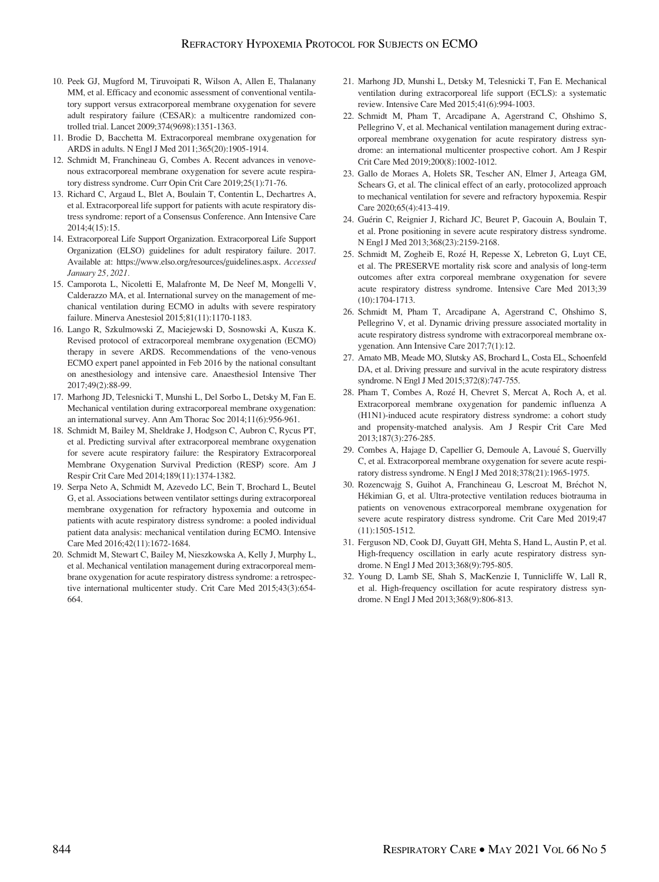10. Peek GJ, Mugford M, Tiruvoipati R, Wilson A, Allen E, Thalanany MM, et al. Efficacy and economic assessment of conventional ventilatory support versus extracorporeal membrane oxygenation for severe adult respiratory failure (CESAR): a multicentre randomized controlled trial. Lancet 2009;374(9698):1351-1363.
11. Brodie D, Bacchetta M. Extracorporeal membrane oxygenation for ARDS in adults. N Engl J Med 2011;365(20):1905-1914.
12. Schmidt M, Franchineau G, Combes A. Recent advances in venovenous extracorporeal membrane oxygenation for severe acute respiratory distress syndrome. Curr Opin Crit Care 2019;25(1):71-76.
13. Richard C, Argaud L, Blet A, Boulain T, Contentin L, Dechartres A, et al. Extracorporeal life support for patients with acute respiratory distress syndrome: report of a Consensus Conference. Ann Intensive Care 2014;4(15):15.
14. Extracorporeal Life Support Organization. Extracorporeal Life Support Organization (ELSO) guidelines for adult respiratory failure. 2017. Available at: https://www.elso.org/resources/guidelines.aspx. *Accessed January 25, 2021.*
15. Camporota L, Nicoletti E, Malafronte M, De Neef M, Mongelli V, Calderazzo MA, et al. International survey on the management of mechanical ventilation during ECMO in adults with severe respiratory failure. Minerva Anestesiol 2015;81(11):1170-1183.
16. Lango R, Szkulmowski Z, Maciejewski D, Sosnowski A, Kusza K. Revised protocol of extracorporeal membrane oxygenation (ECMO) therapy in severe ARDS. Recommendations of the veno-venous ECMO expert panel appointed in Feb 2016 by the national consultant on anesthesiology and intensive care. Anaesthesiol Intensive Ther 2017;49(2):88-99.
17. Marhong JD, Telesnicki T, Munshi L, Del Sorbo L, Detsky M, Fan E. Mechanical ventilation during extracorporeal membrane oxygenation: an international survey. Ann Am Thorac Soc 2014;11(6):956-961.
18. Schmidt M, Bailey M, Sheldrake J, Hodgson C, Aubron C, Rycus PT, et al. Predicting survival after extracorporeal membrane oxygenation for severe acute respiratory failure: the Respiratory Extracorporeal Membrane Oxygenation Survival Prediction (RESP) score. Am J Respir Crit Care Med 2014;189(11):1374-1382.
19. Serpa Neto A, Schmidt M, Azevedo LC, Bein T, Brochard L, Beutel G, et al. Associations between ventilator settings during extracorporeal membrane oxygenation for refractory hypoxemia and outcome in patients with acute respiratory distress syndrome: a pooled individual patient data analysis: mechanical ventilation during ECMO. Intensive Care Med 2016;42(11):1672-1684.
20. Schmidt M, Stewart C, Bailey M, Nieszkowska A, Kelly J, Murphy L, et al. Mechanical ventilation management during extracorporeal membrane oxygenation for acute respiratory distress syndrome: a retrospective international multicenter study. Crit Care Med 2015;43(3):654-664.
21. Marhong JD, Munshi L, Detsky M, Telesnicki T, Fan E. Mechanical ventilation during extracorporeal life support (ECLS): a systematic review. Intensive Care Med 2015;41(6):994-1003.
22. Schmidt M, Pham T, Arcadipane A, Agerstrand C, Ohshimo S, Pellegrino V, et al. Mechanical ventilation management during extracorporeal membrane oxygenation for acute respiratory distress syndrome: an international multicenter prospective cohort. Am J Respir Crit Care Med 2019;200(8):1002-1012.
23. Gallo de Moraes A, Holets SR, Tescher AN, Elmer J, Arteaga GM, Schears G, et al. The clinical effect of an early, protocolized approach to mechanical ventilation for severe and refractory hypoxemia. Respir Care 2020;65(4):413-419.
24. Guérin C, Reignier J, Richard JC, Beuret P, Gacouin A, Boulain T, et al. Prone positioning in severe acute respiratory distress syndrome. N Engl J Med 2013;368(23):2159-2168.
25. Schmidt M, Zogheib E, Rozé H, Repesse X, Lebreton G, Luyt CE, et al. The PRESERVE mortality risk score and analysis of long-term outcomes after extra corporeal membrane oxygenation for severe acute respiratory distress syndrome. Intensive Care Med 2013;39 (10):1704-1713.
26. Schmidt M, Pham T, Arcadipane A, Agerstrand C, Ohshimo S, Pellegrino V, et al. Dynamic driving pressure associated mortality in acute respiratory distress syndrome with extracorporeal membrane oxygenation. Ann Intensive Care 2017;7(1):12.
27. Amato MB, Meade MO, Slutsky AS, Brochard L, Costa EL, Schoenfeld DA, et al. Driving pressure and survival in the acute respiratory distress syndrome. N Engl J Med 2015;372(8):747-755.
28. Pham T, Combes A, Rozé H, Chevret S, Mercat A, Roch A, et al. Extracorporeal membrane oxygenation for pandemic influenza A (H1N1)-induced acute respiratory distress syndrome: a cohort study and propensity-matched analysis. Am J Respir Crit Care Med 2013;187(3):276-285.
29. Combes A, Hajage D, Capellier G, Demoule A, Lavoué S, Guervilly C, et al. Extracorporeal membrane oxygenation for severe acute respiratory distress syndrome. N Engl J Med 2018;378(21):1965-1975.
30. Rozencwajg S, Guihot A, Franchineau G, Lescroat M, Bréchot N, Hékimian G, et al. Ultra-protective ventilation reduces biotrauma in patients on venovenous extracorporeal membrane oxygenation for severe acute respiratory distress syndrome. Crit Care Med 2019;47 (11):1505-1512.
31. Ferguson ND, Cook DJ, Guyatt GH, Mehta S, Hand L, Austin P, et al. High-frequency oscillation in early acute respiratory distress syndrome. N Engl J Med 2013;368(9):795-805.
32. Young D, Lamb SE, Shah S, MacKenzie I, Tunnicliffe W, Lall R, et al. High-frequency oscillation for acute respiratory distress syndrome. N Engl J Med 2013;368(9):806-813.